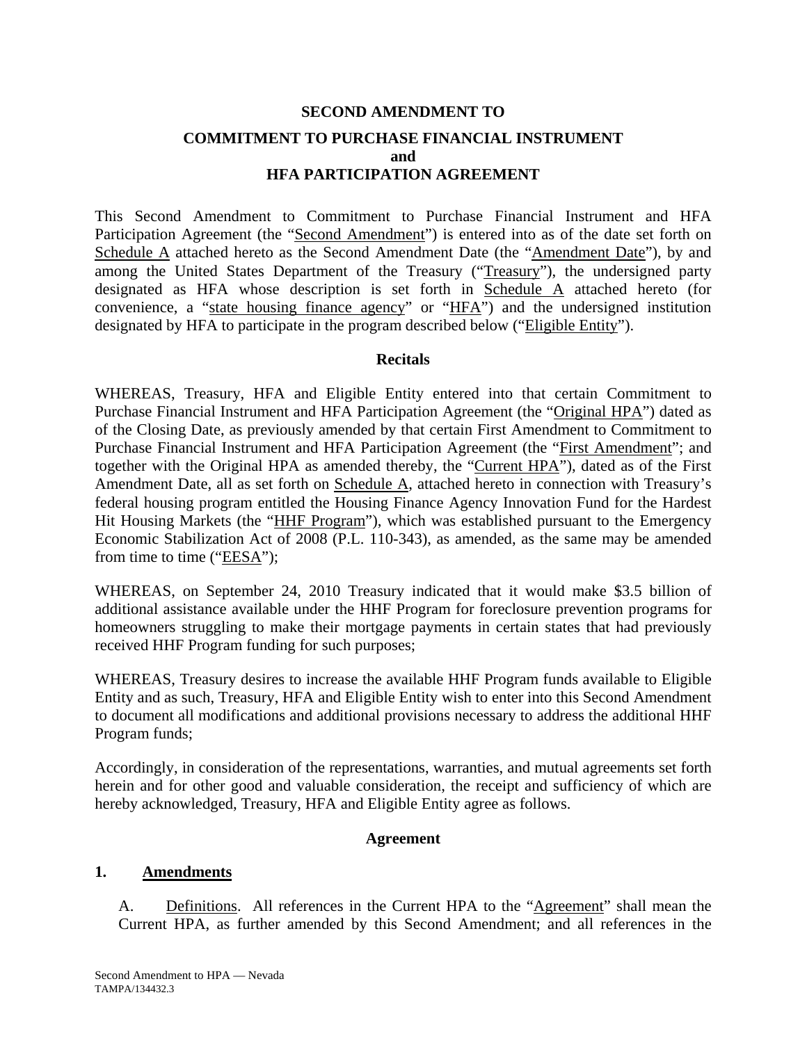**SECOND AMENDMENT TO**

**COMMITMENT TO PURCHASE FINANCIAL INSTRUMENT**
**and**
**HFA PARTICIPATION AGREEMENT**

This Second Amendment to Commitment to Purchase Financial Instrument and HFA Participation Agreement (the "Second Amendment") is entered into as of the date set forth on Schedule A attached hereto as the Second Amendment Date (the "Amendment Date"), by and among the United States Department of the Treasury ("Treasury"), the undersigned party designated as HFA whose description is set forth in Schedule A attached hereto (for convenience, a "state housing finance agency" or "HFA") and the undersigned institution designated by HFA to participate in the program described below ("Eligible Entity").

**Recitals**

WHEREAS, Treasury, HFA and Eligible Entity entered into that certain Commitment to Purchase Financial Instrument and HFA Participation Agreement (the "Original HPA") dated as of the Closing Date, as previously amended by that certain First Amendment to Commitment to Purchase Financial Instrument and HFA Participation Agreement (the "First Amendment"; and together with the Original HPA as amended thereby, the "Current HPA"), dated as of the First Amendment Date, all as set forth on Schedule A, attached hereto in connection with Treasury's federal housing program entitled the Housing Finance Agency Innovation Fund for the Hardest Hit Housing Markets (the "HHF Program"), which was established pursuant to the Emergency Economic Stabilization Act of 2008 (P.L. 110-343), as amended, as the same may be amended from time to time ("EESA");

WHEREAS, on September 24, 2010 Treasury indicated that it would make $3.5 billion of additional assistance available under the HHF Program for foreclosure prevention programs for homeowners struggling to make their mortgage payments in certain states that had previously received HHF Program funding for such purposes;

WHEREAS, Treasury desires to increase the available HHF Program funds available to Eligible Entity and as such, Treasury, HFA and Eligible Entity wish to enter into this Second Amendment to document all modifications and additional provisions necessary to address the additional HHF Program funds;

Accordingly, in consideration of the representations, warranties, and mutual agreements set forth herein and for other good and valuable consideration, the receipt and sufficiency of which are hereby acknowledged, Treasury, HFA and Eligible Entity agree as follows.

**Agreement**

**1. Amendments**

A. Definitions. All references in the Current HPA to the "Agreement" shall mean the Current HPA, as further amended by this Second Amendment; and all references in the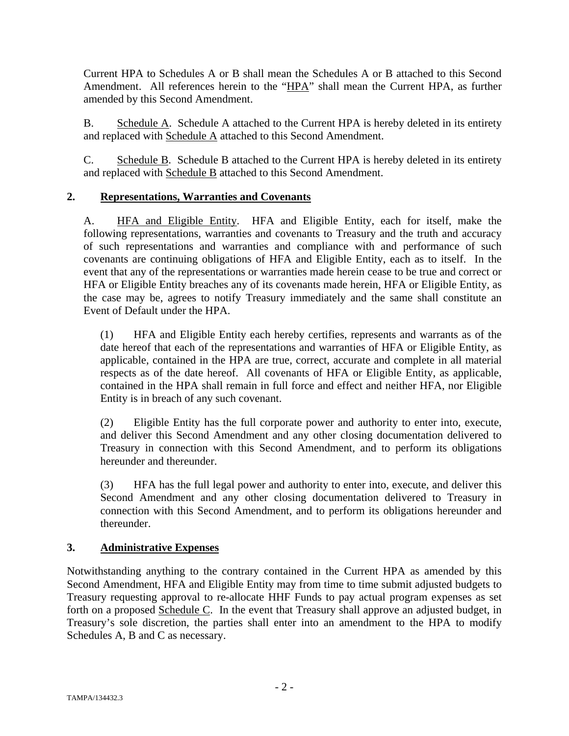Current HPA to Schedules A or B shall mean the Schedules A or B attached to this Second Amendment. All references herein to the "HPA" shall mean the Current HPA, as further amended by this Second Amendment.

B. Schedule A. Schedule A attached to the Current HPA is hereby deleted in its entirety and replaced with Schedule A attached to this Second Amendment.

C. Schedule B. Schedule B attached to the Current HPA is hereby deleted in its entirety and replaced with Schedule B attached to this Second Amendment.

## 2. Representations, Warranties and Covenants

A. HFA and Eligible Entity. HFA and Eligible Entity, each for itself, make the following representations, warranties and covenants to Treasury and the truth and accuracy of such representations and warranties and compliance with and performance of such covenants are continuing obligations of HFA and Eligible Entity, each as to itself. In the event that any of the representations or warranties made herein cease to be true and correct or HFA or Eligible Entity breaches any of its covenants made herein, HFA or Eligible Entity, as the case may be, agrees to notify Treasury immediately and the same shall constitute an Event of Default under the HPA.

(1) HFA and Eligible Entity each hereby certifies, represents and warrants as of the date hereof that each of the representations and warranties of HFA or Eligible Entity, as applicable, contained in the HPA are true, correct, accurate and complete in all material respects as of the date hereof. All covenants of HFA or Eligible Entity, as applicable, contained in the HPA shall remain in full force and effect and neither HFA, nor Eligible Entity is in breach of any such covenant.

(2) Eligible Entity has the full corporate power and authority to enter into, execute, and deliver this Second Amendment and any other closing documentation delivered to Treasury in connection with this Second Amendment, and to perform its obligations hereunder and thereunder.

(3) HFA has the full legal power and authority to enter into, execute, and deliver this Second Amendment and any other closing documentation delivered to Treasury in connection with this Second Amendment, and to perform its obligations hereunder and thereunder.

## 3. Administrative Expenses

Notwithstanding anything to the contrary contained in the Current HPA as amended by this Second Amendment, HFA and Eligible Entity may from time to time submit adjusted budgets to Treasury requesting approval to re-allocate HHF Funds to pay actual program expenses as set forth on a proposed Schedule C. In the event that Treasury shall approve an adjusted budget, in Treasury's sole discretion, the parties shall enter into an amendment to the HPA to modify Schedules A, B and C as necessary.

TAMPA/134432.3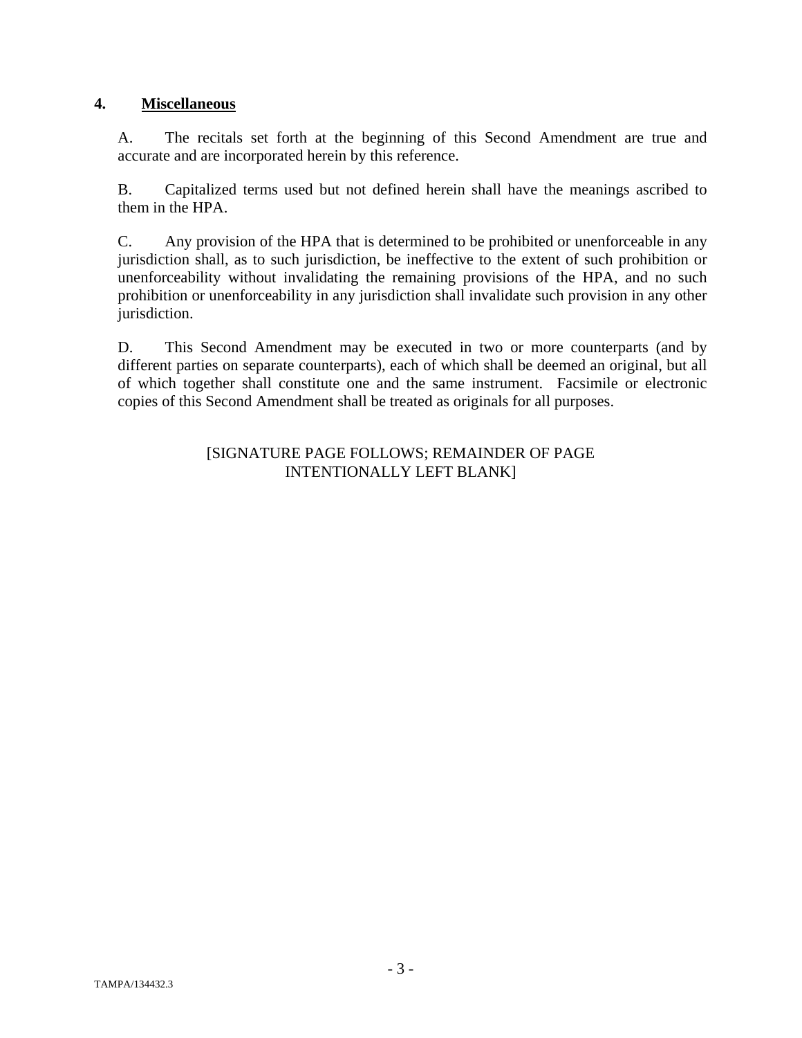## 4. **Miscellaneous**

A. The recitals set forth at the beginning of this Second Amendment are true and accurate and are incorporated herein by this reference.

B. Capitalized terms used but not defined herein shall have the meanings ascribed to them in the HPA.

C. Any provision of the HPA that is determined to be prohibited or unenforceable in any jurisdiction shall, as to such jurisdiction, be ineffective to the extent of such prohibition or unenforceability without invalidating the remaining provisions of the HPA, and no such prohibition or unenforceability in any jurisdiction shall invalidate such provision in any other jurisdiction.

D. This Second Amendment may be executed in two or more counterparts (and by different parties on separate counterparts), each of which shall be deemed an original, but all of which together shall constitute one and the same instrument. Facsimile or electronic copies of this Second Amendment shall be treated as originals for all purposes.

[SIGNATURE PAGE FOLLOWS; REMAINDER OF PAGE INTENTIONALLY LEFT BLANK]

TAMPA/134432.3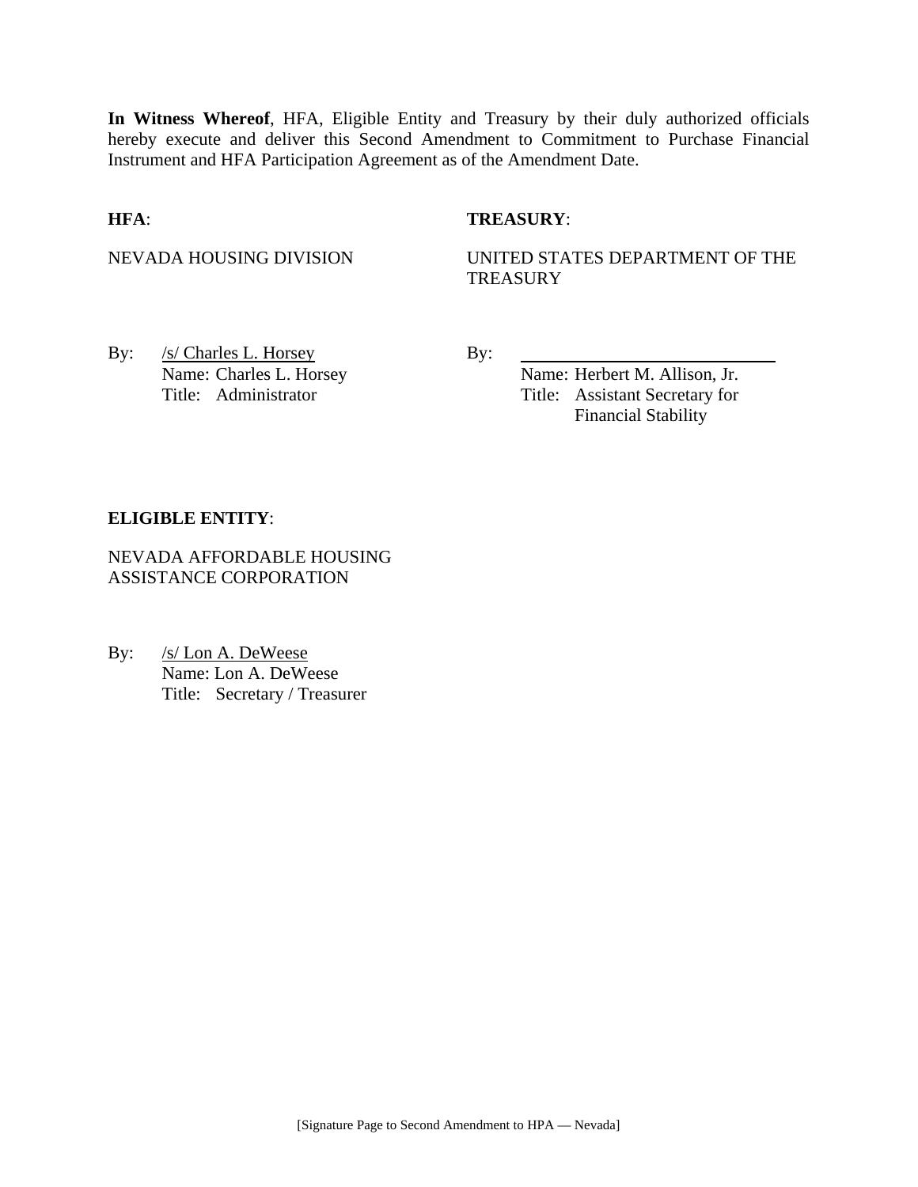**In Witness Whereof**, HFA, Eligible Entity and Treasury by their duly authorized officials hereby execute and deliver this Second Amendment to Commitment to Purchase Financial Instrument and HFA Participation Agreement as of the Amendment Date.

**HFA**:

NEVADA HOUSING DIVISION

By: /s/ Charles L. Horsey
Name: Charles L. Horsey
Title: Administrator

**TREASURY**:

UNITED STATES DEPARTMENT OF THE TREASURY

By: ______________________________
Name: Herbert M. Allison, Jr.
Title: Assistant Secretary for Financial Stability

**ELIGIBLE ENTITY**:

NEVADA AFFORDABLE HOUSING ASSISTANCE CORPORATION

By: /s/ Lon A. DeWeese
Name: Lon A. DeWeese
Title: Secretary / Treasurer

[Signature Page to Second Amendment to HPA — Nevada]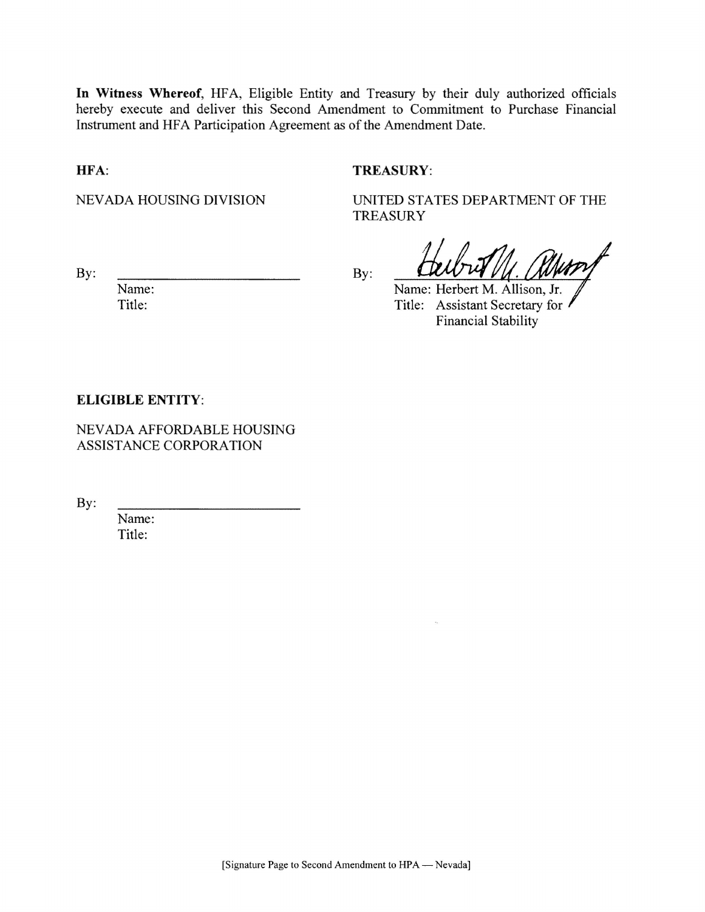**In Witness Whereof**, HFA, Eligible Entity and Treasury by their duly authorized officials hereby execute and deliver this Second Amendment to Commitment to Purchase Financial Instrument and HFA Participation Agreement as of the Amendment Date.

**HFA**:

NEVADA HOUSING DIVISION

By: \_\_\_\_\_\_\_\_\_\_\_\_\_\_\_\_\_\_\_\_\_\_\_\_\_\_

Name:

Title:

**TREASURY**:

UNITED STATES DEPARTMENT OF THE TREASURY

By: \_\_\_\_\_\_\_\_\_\_\_\_\_\_\_\_\_\_\_\_\_\_\_\_\_\_

Name: Herbert M. Allison, Jr.

Title: Assistant Secretary for Financial Stability

**ELIGIBLE ENTITY**:

NEVADA AFFORDABLE HOUSING ASSISTANCE CORPORATION

By: \_\_\_\_\_\_\_\_\_\_\_\_\_\_\_\_\_\_\_\_\_\_\_\_\_\_

Name:

Title:

[Signature Page to Second Amendment to HPA — Nevada]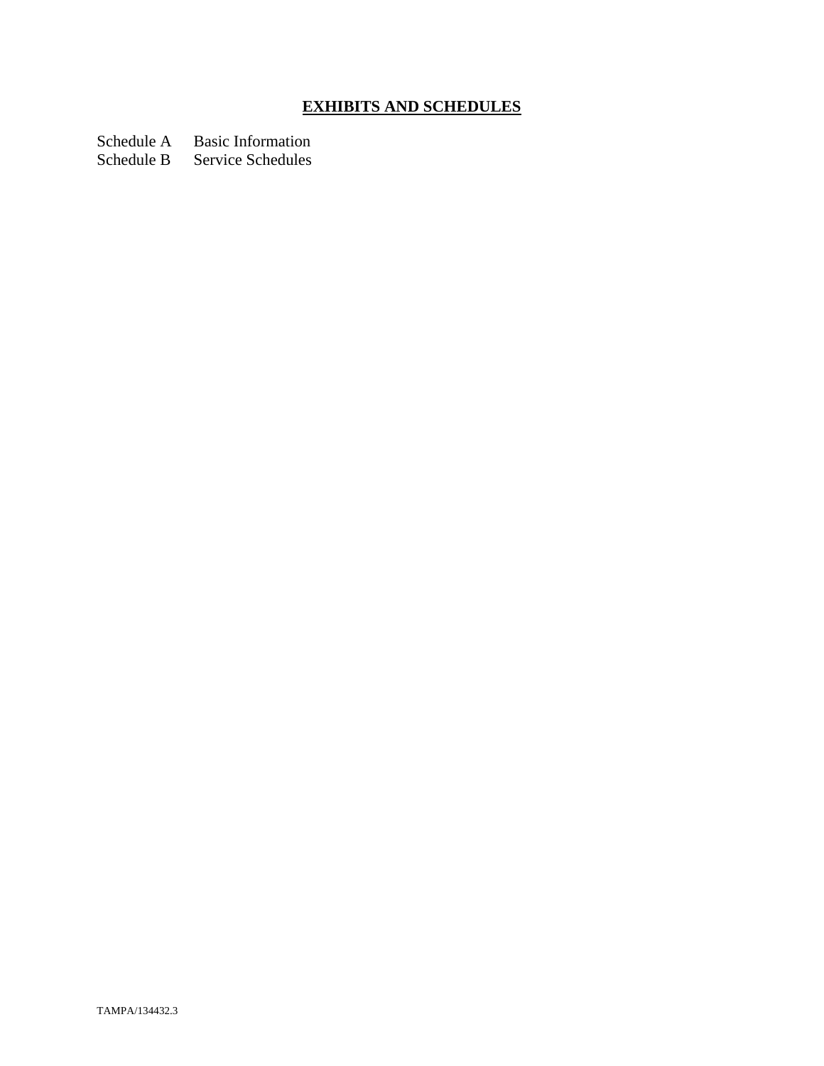## EXHIBITS AND SCHEDULES

Schedule A Basic Information
Schedule B Service Schedules

TAMPA/134432.3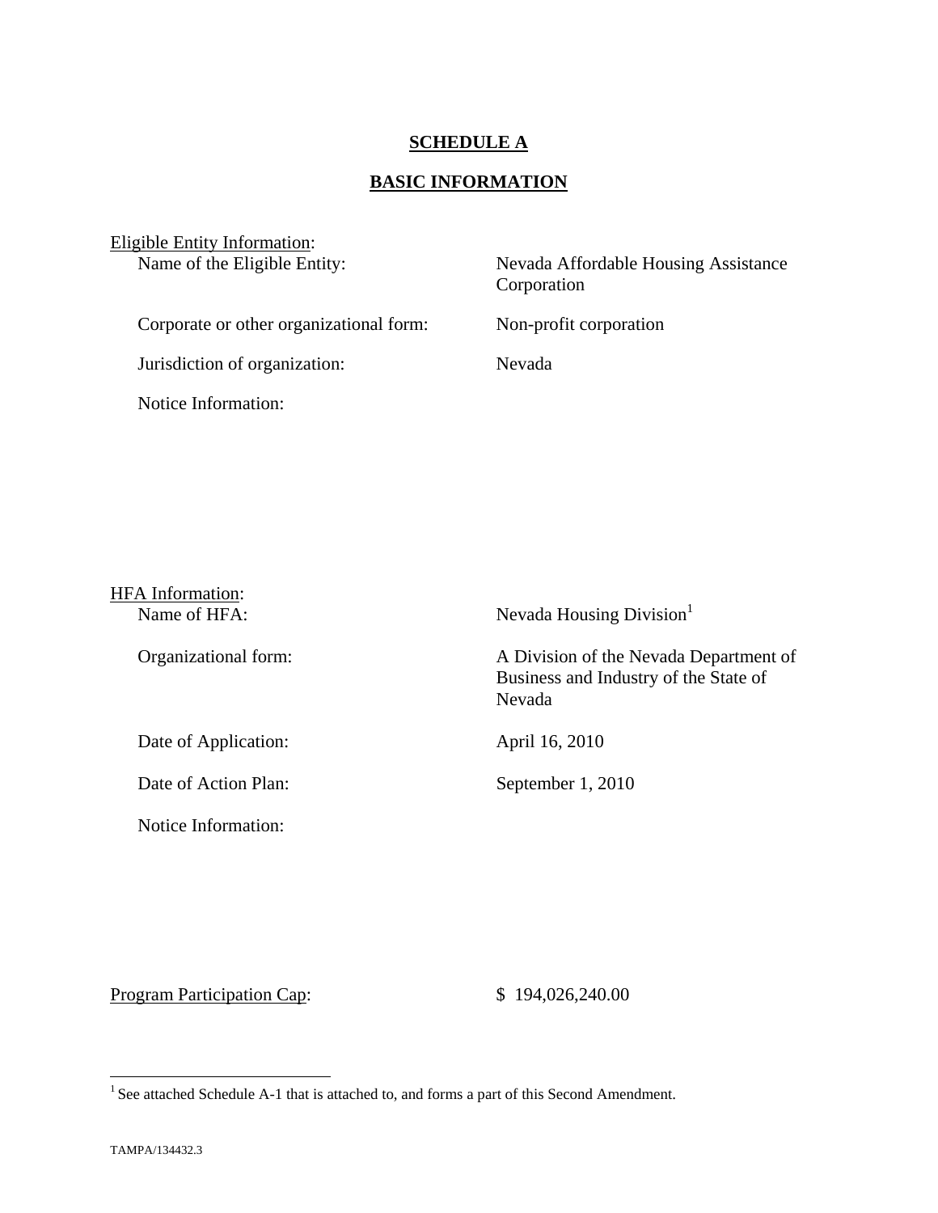**SCHEDULE A**

**BASIC INFORMATION**

Eligible Entity Information:

Name of the Eligible Entity: Nevada Affordable Housing Assistance Corporation

Corporate or other organizational form: Non-profit corporation

Jurisdiction of organization: Nevada

Notice Information:

HFA Information:

Name of HFA: Nevada Housing Division[1]

Organizational form: A Division of the Nevada Department of Business and Industry of the State of Nevada

Date of Application: April 16, 2010

Date of Action Plan: September 1, 2010

Notice Information:

Program Participation Cap: $ 194,026,240.00

[1] See attached Schedule A-1 that is attached to, and forms a part of this Second Amendment.

TAMPA/134432.3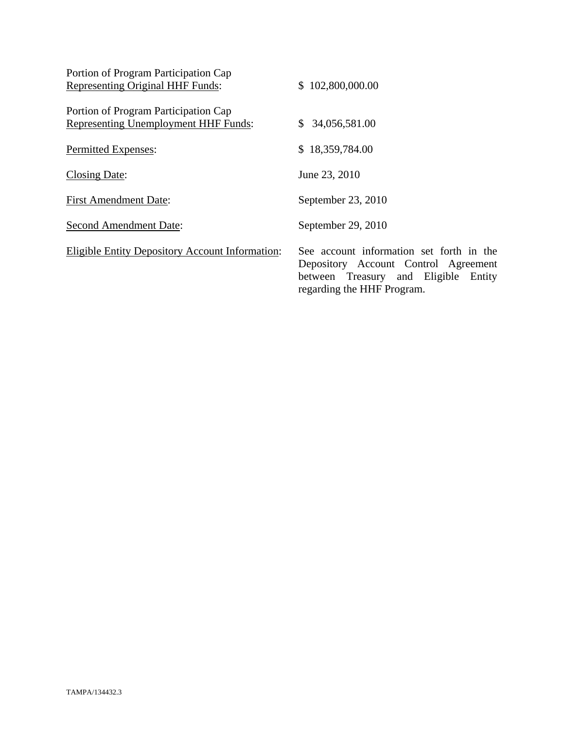| | |
|---|---|
| Portion of Program Participation Cap <u>Representing Original HHF Funds</u>: | $ 102,800,000.00 |
| Portion of Program Participation Cap <u>Representing Unemployment HHF Funds</u>: | $ 34,056,581.00 |
| <u>Permitted Expenses</u>: | $ 18,359,784.00 |
| <u>Closing Date</u>: | June 23, 2010 |
| <u>First Amendment Date</u>: | September 23, 2010 |
| <u>Second Amendment Date</u>: | September 29, 2010 |
| <u>Eligible Entity Depository Account Information</u>: | See account information set forth in the Depository Account Control Agreement between Treasury and Eligible Entity regarding the HHF Program. |

TAMPA/134432.3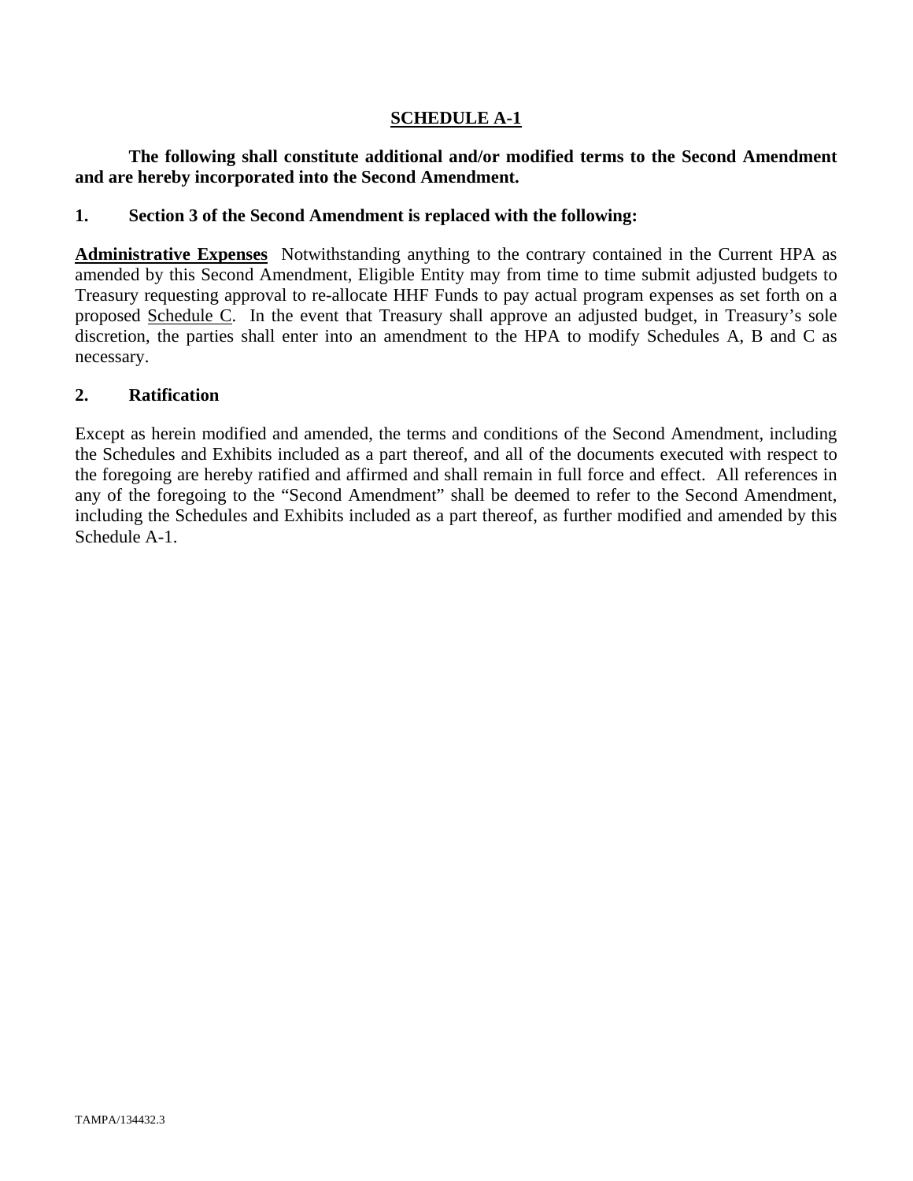## SCHEDULE A-1

**The following shall constitute additional and/or modified terms to the Second Amendment and are hereby incorporated into the Second Amendment.**

**1. Section 3 of the Second Amendment is replaced with the following:**

**Administrative Expenses** Notwithstanding anything to the contrary contained in the Current HPA as amended by this Second Amendment, Eligible Entity may from time to time submit adjusted budgets to Treasury requesting approval to re-allocate HHF Funds to pay actual program expenses as set forth on a proposed Schedule C. In the event that Treasury shall approve an adjusted budget, in Treasury's sole discretion, the parties shall enter into an amendment to the HPA to modify Schedules A, B and C as necessary.

**2. Ratification**

Except as herein modified and amended, the terms and conditions of the Second Amendment, including the Schedules and Exhibits included as a part thereof, and all of the documents executed with respect to the foregoing are hereby ratified and affirmed and shall remain in full force and effect. All references in any of the foregoing to the "Second Amendment" shall be deemed to refer to the Second Amendment, including the Schedules and Exhibits included as a part thereof, as further modified and amended by this Schedule A-1.

TAMPA/134432.3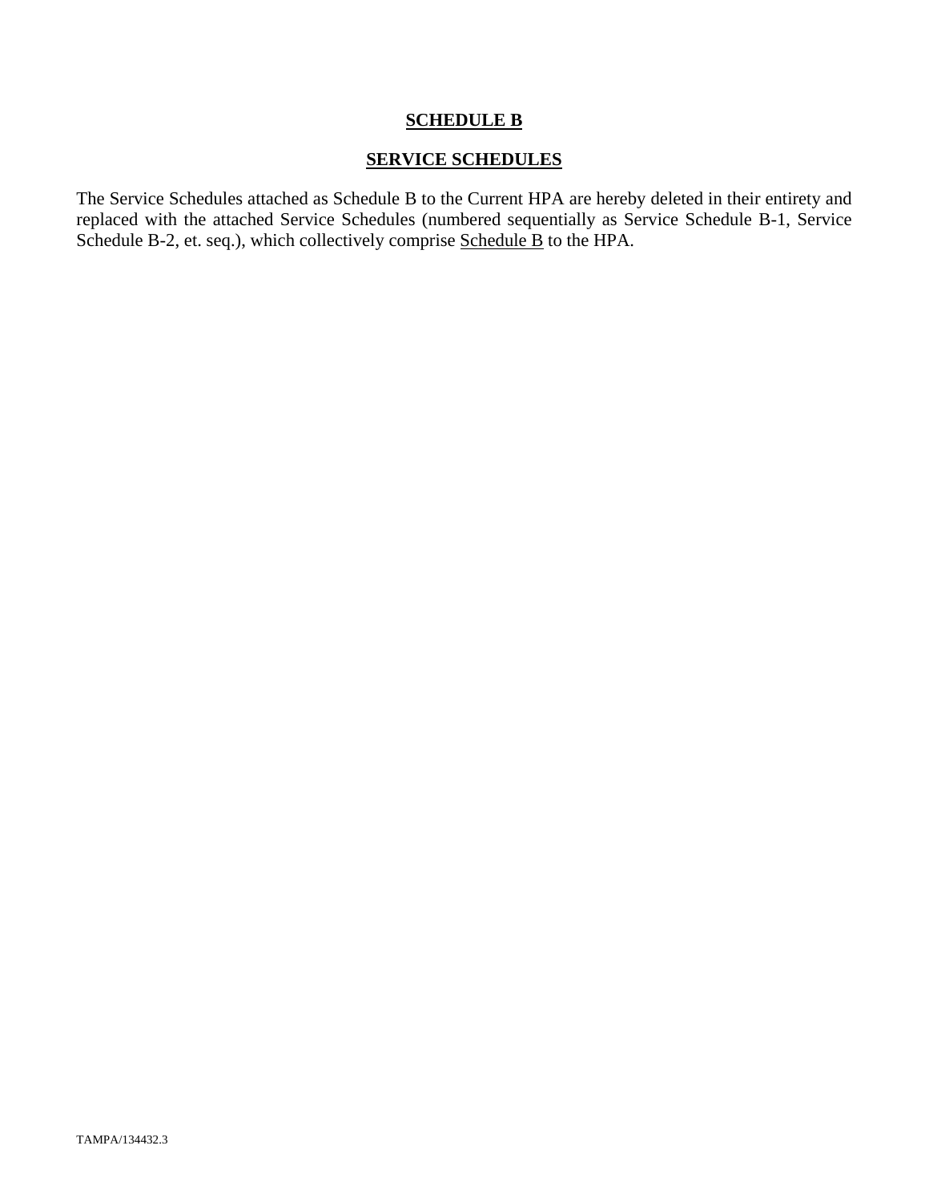## SCHEDULE B

## SERVICE SCHEDULES

The Service Schedules attached as Schedule B to the Current HPA are hereby deleted in their entirety and replaced with the attached Service Schedules (numbered sequentially as Service Schedule B-1, Service Schedule B-2, et. seq.), which collectively comprise Schedule B to the HPA.

TAMPA/134432.3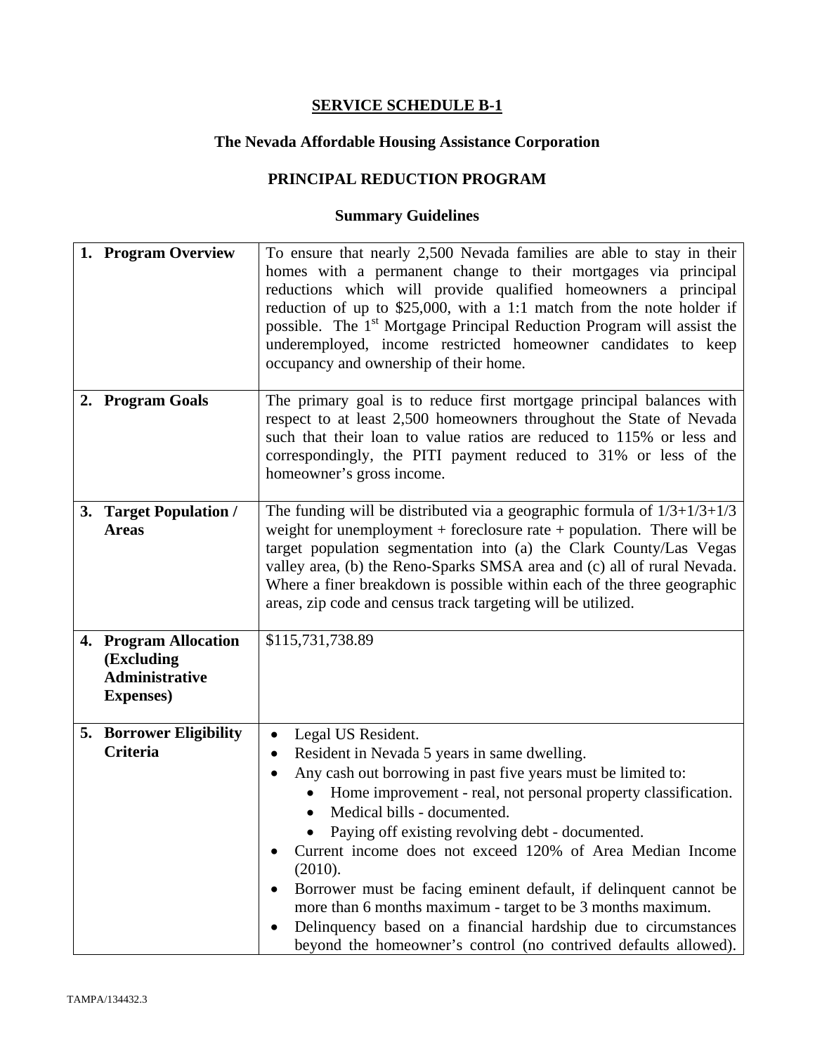# SERVICE SCHEDULE B-1

## The Nevada Affordable Housing Assistance Corporation

## PRINCIPAL REDUCTION PROGRAM

### Summary Guidelines

| | |
|---|---|
| **1. Program Overview** | To ensure that nearly 2,500 Nevada families are able to stay in their homes with a permanent change to their mortgages via principal reductions which will provide qualified homeowners a principal reduction of up to $25,000, with a 1:1 match from the note holder if possible. The 1st Mortgage Principal Reduction Program will assist the underemployed, income restricted homeowner candidates to keep occupancy and ownership of their home. |
| **2. Program Goals** | The primary goal is to reduce first mortgage principal balances with respect to at least 2,500 homeowners throughout the State of Nevada such that their loan to value ratios are reduced to 115% or less and correspondingly, the PITI payment reduced to 31% or less of the homeowner's gross income. |
| **3. Target Population / Areas** | The funding will be distributed via a geographic formula of 1/3+1/3+1/3 weight for unemployment + foreclosure rate + population. There will be target population segmentation into (a) the Clark County/Las Vegas valley area, (b) the Reno-Sparks SMSA area and (c) all of rural Nevada. Where a finer breakdown is possible within each of the three geographic areas, zip code and census track targeting will be utilized. |
| **4. Program Allocation (Excluding Administrative Expenses)** | $115,731,738.89 |
| **5. Borrower Eligibility Criteria** | • Legal US Resident.<br>• Resident in Nevada 5 years in same dwelling.<br>• Any cash out borrowing in past five years must be limited to:<br>&nbsp;&nbsp;&nbsp;&nbsp;• Home improvement - real, not personal property classification.<br>&nbsp;&nbsp;&nbsp;&nbsp;• Medical bills - documented.<br>&nbsp;&nbsp;&nbsp;&nbsp;• Paying off existing revolving debt - documented.<br>• Current income does not exceed 120% of Area Median Income (2010).<br>• Borrower must be facing eminent default, if delinquent cannot be more than 6 months maximum - target to be 3 months maximum.<br>• Delinquency based on a financial hardship due to circumstances beyond the homeowner's control (no contrived defaults allowed). |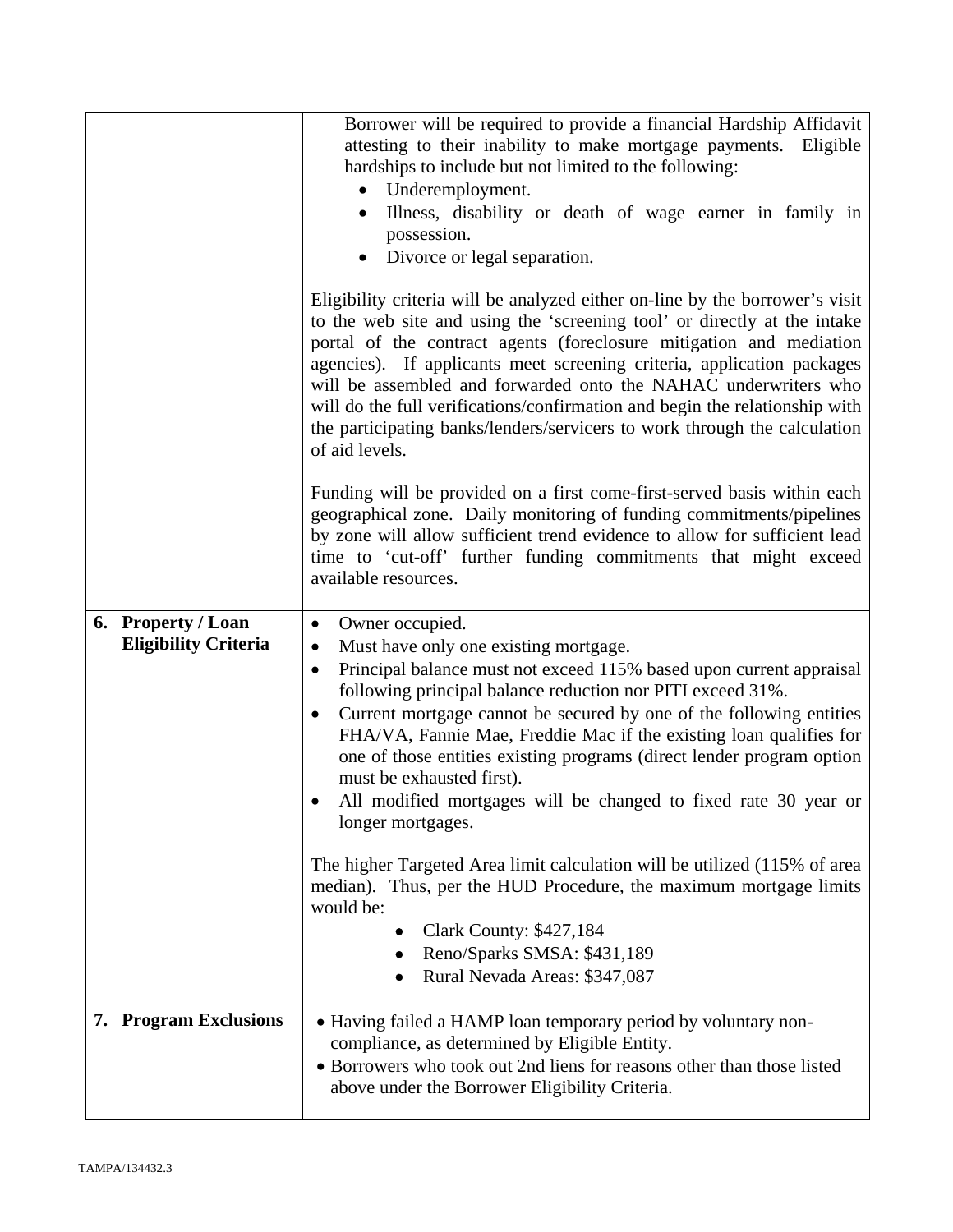| | |
|---|---|
| | Borrower will be required to provide a financial Hardship Affidavit attesting to their inability to make mortgage payments. Eligible hardships to include but not limited to the following:<br>• Underemployment.<br>• Illness, disability or death of wage earner in family in possession.<br>• Divorce or legal separation.<br><br>Eligibility criteria will be analyzed either on-line by the borrower's visit to the web site and using the 'screening tool' or directly at the intake portal of the contract agents (foreclosure mitigation and mediation agencies). If applicants meet screening criteria, application packages will be assembled and forwarded onto the NAHAC underwriters who will do the full verifications/confirmation and begin the relationship with the participating banks/lenders/servicers to work through the calculation of aid levels.<br><br>Funding will be provided on a first come-first-served basis within each geographical zone. Daily monitoring of funding commitments/pipelines by zone will allow sufficient trend evidence to allow for sufficient lead time to 'cut-off' further funding commitments that might exceed available resources. |
| **6. Property / Loan Eligibility Criteria** | • Owner occupied.<br>• Must have only one existing mortgage.<br>• Principal balance must not exceed 115% based upon current appraisal following principal balance reduction nor PITI exceed 31%.<br>• Current mortgage cannot be secured by one of the following entities FHA/VA, Fannie Mae, Freddie Mac if the existing loan qualifies for one of those entities existing programs (direct lender program option must be exhausted first).<br>• All modified mortgages will be changed to fixed rate 30 year or longer mortgages.<br><br>The higher Targeted Area limit calculation will be utilized (115% of area median). Thus, per the HUD Procedure, the maximum mortgage limits would be:<br>• Clark County: $427,184<br>• Reno/Sparks SMSA: $431,189<br>• Rural Nevada Areas: $347,087 |
| **7. Program Exclusions** | • Having failed a HAMP loan temporary period by voluntary non-compliance, as determined by Eligible Entity.<br>• Borrowers who took out 2nd liens for reasons other than those listed above under the Borrower Eligibility Criteria. |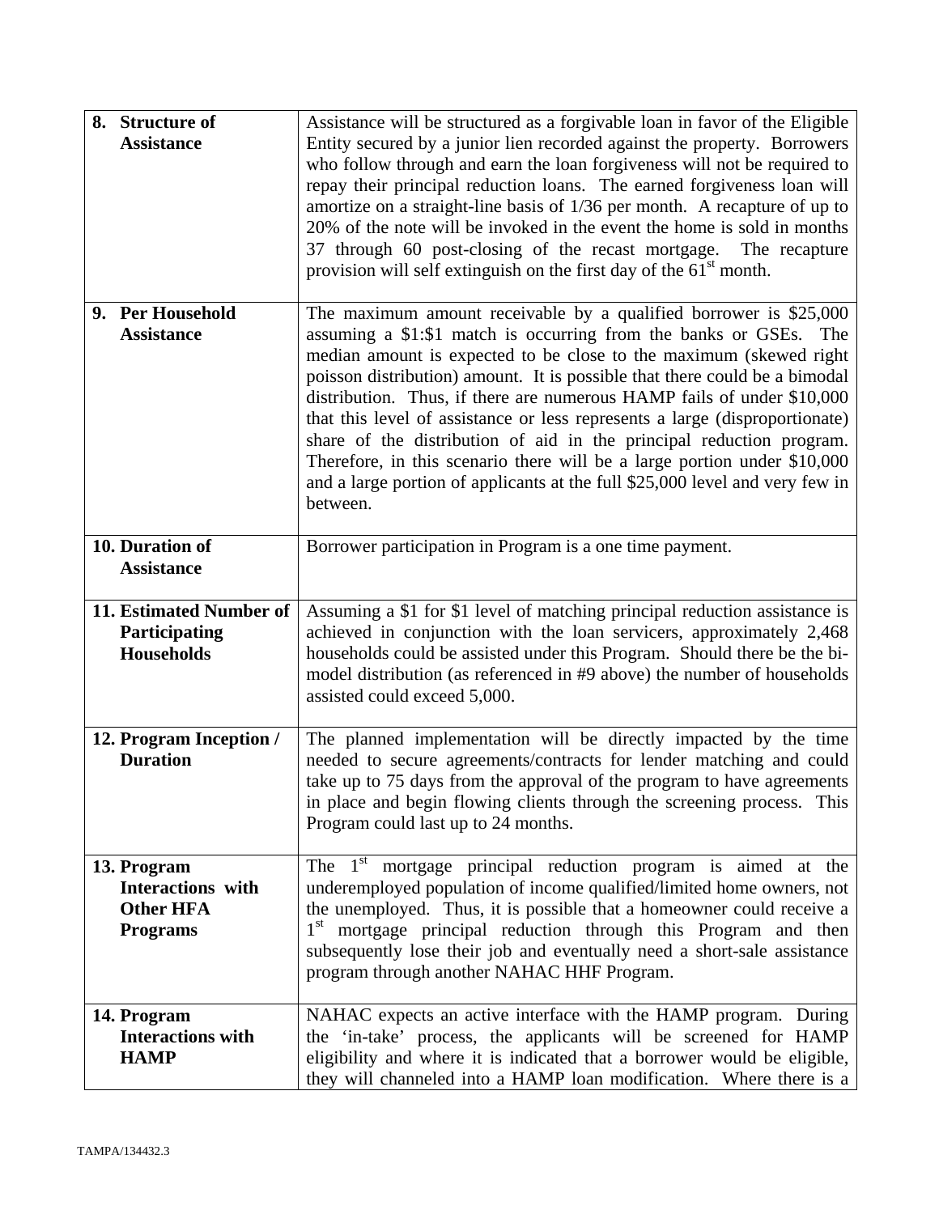| | |
|---|---|
| **8. Structure of Assistance** | Assistance will be structured as a forgivable loan in favor of the Eligible Entity secured by a junior lien recorded against the property. Borrowers who follow through and earn the loan forgiveness will not be required to repay their principal reduction loans. The earned forgiveness loan will amortize on a straight-line basis of 1/36 per month. A recapture of up to 20% of the note will be invoked in the event the home is sold in months 37 through 60 post-closing of the recast mortgage. The recapture provision will self extinguish on the first day of the 61st month. |
| **9. Per Household Assistance** | The maximum amount receivable by a qualified borrower is $25,000 assuming a $1:$1 match is occurring from the banks or GSEs. The median amount is expected to be close to the maximum (skewed right poisson distribution) amount. It is possible that there could be a bimodal distribution. Thus, if there are numerous HAMP fails of under $10,000 that this level of assistance or less represents a large (disproportionate) share of the distribution of aid in the principal reduction program. Therefore, in this scenario there will be a large portion under $10,000 and a large portion of applicants at the full $25,000 level and very few in between. |
| **10. Duration of Assistance** | Borrower participation in Program is a one time payment. |
| **11. Estimated Number of Participating Households** | Assuming a $1 for $1 level of matching principal reduction assistance is achieved in conjunction with the loan servicers, approximately 2,468 households could be assisted under this Program. Should there be the bi-model distribution (as referenced in #9 above) the number of households assisted could exceed 5,000. |
| **12. Program Inception / Duration** | The planned implementation will be directly impacted by the time needed to secure agreements/contracts for lender matching and could take up to 75 days from the approval of the program to have agreements in place and begin flowing clients through the screening process. This Program could last up to 24 months. |
| **13. Program Interactions with Other HFA Programs** | The 1st mortgage principal reduction program is aimed at the underemployed population of income qualified/limited home owners, not the unemployed. Thus, it is possible that a homeowner could receive a 1st mortgage principal reduction through this Program and then subsequently lose their job and eventually need a short-sale assistance program through another NAHAC HHF Program. |
| **14. Program Interactions with HAMP** | NAHAC expects an active interface with the HAMP program. During the 'in-take' process, the applicants will be screened for HAMP eligibility and where it is indicated that a borrower would be eligible, they will channeled into a HAMP loan modification. Where there is a |

TAMPA/134432.3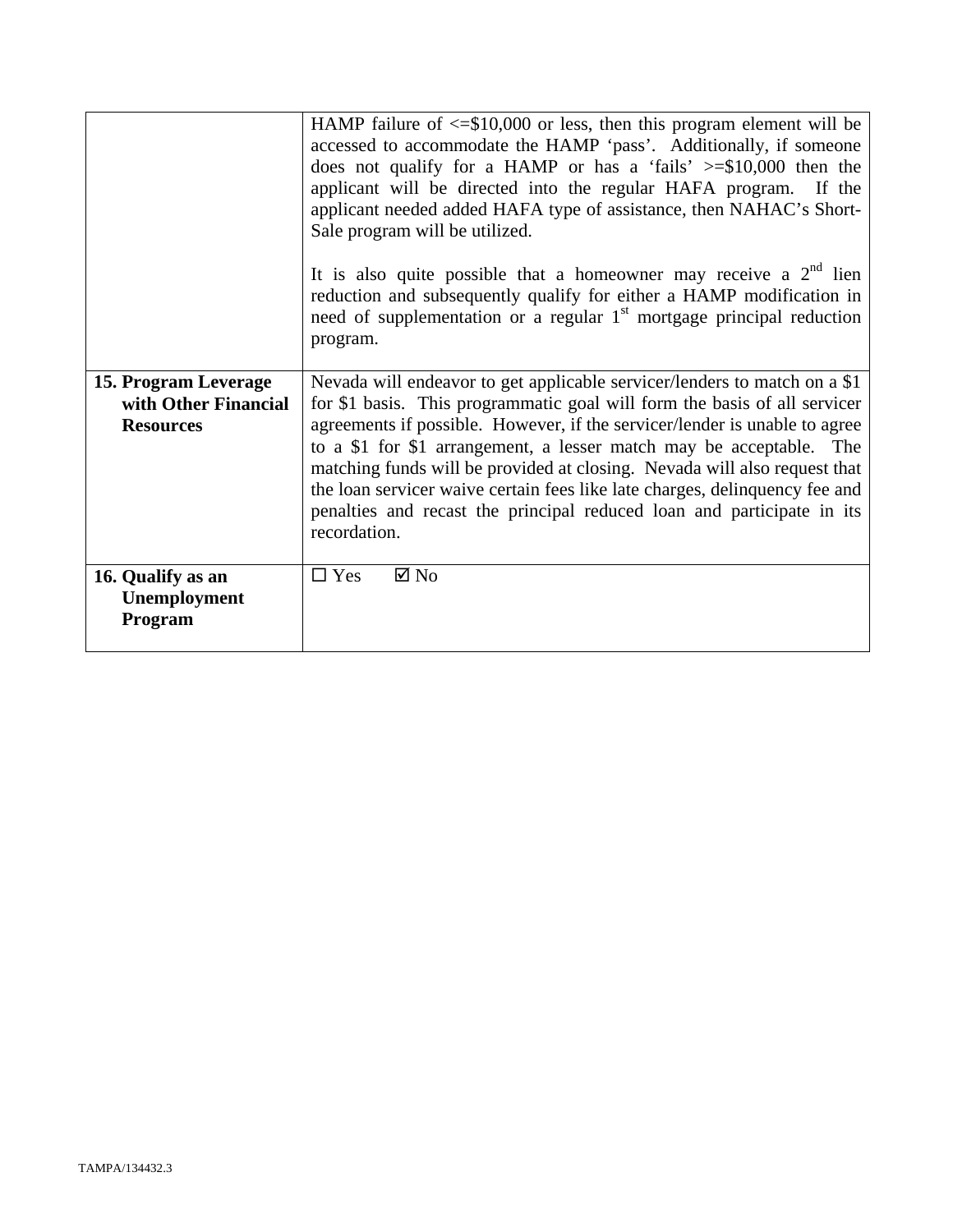| | |
|---|---|
| | HAMP failure of <=$10,000 or less, then this program element will be accessed to accommodate the HAMP 'pass'. Additionally, if someone does not qualify for a HAMP or has a 'fails' >=$10,000 then the applicant will be directed into the regular HAFA program. If the applicant needed added HAFA type of assistance, then NAHAC's Short-Sale program will be utilized.<br><br>It is also quite possible that a homeowner may receive a 2nd lien reduction and subsequently qualify for either a HAMP modification in need of supplementation or a regular 1st mortgage principal reduction program. |
| **15. Program Leverage with Other Financial Resources** | Nevada will endeavor to get applicable servicer/lenders to match on a $1 for $1 basis. This programmatic goal will form the basis of all servicer agreements if possible. However, if the servicer/lender is unable to agree to a $1 for $1 arrangement, a lesser match may be acceptable. The matching funds will be provided at closing. Nevada will also request that the loan servicer waive certain fees like late charges, delinquency fee and penalties and recast the principal reduced loan and participate in its recordation. |
| **16. Qualify as an Unemployment Program** | ☐ Yes ☑ No |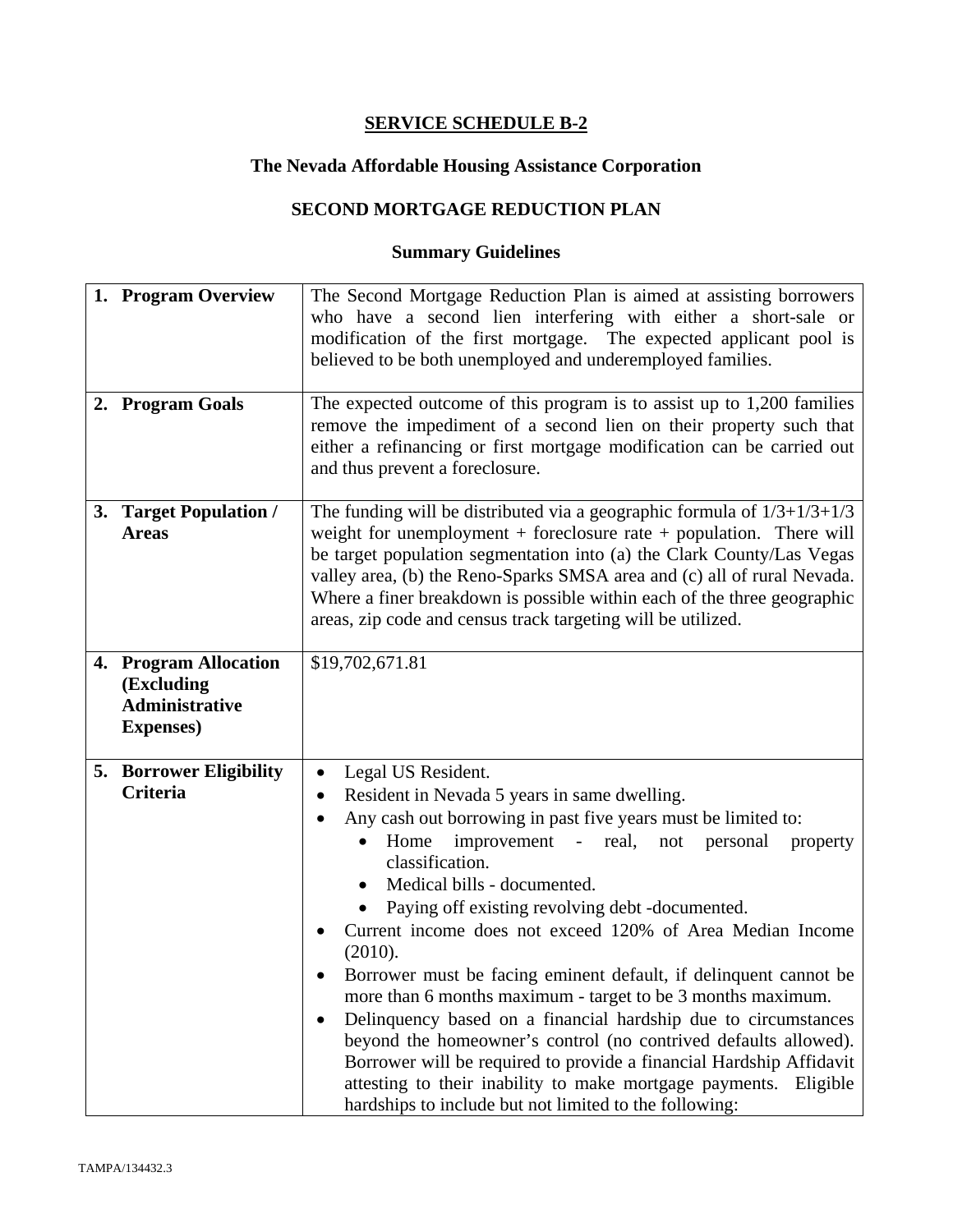**SERVICE SCHEDULE B-2**

**The Nevada Affordable Housing Assistance Corporation**

**SECOND MORTGAGE REDUCTION PLAN**

**Summary Guidelines**

| | |
|---|---|
| **1. Program Overview** | The Second Mortgage Reduction Plan is aimed at assisting borrowers who have a second lien interfering with either a short-sale or modification of the first mortgage. The expected applicant pool is believed to be both unemployed and underemployed families. |
| **2. Program Goals** | The expected outcome of this program is to assist up to 1,200 families remove the impediment of a second lien on their property such that either a refinancing or first mortgage modification can be carried out and thus prevent a foreclosure. |
| **3. Target Population / Areas** | The funding will be distributed via a geographic formula of 1/3+1/3+1/3 weight for unemployment + foreclosure rate + population. There will be target population segmentation into (a) the Clark County/Las Vegas valley area, (b) the Reno-Sparks SMSA area and (c) all of rural Nevada. Where a finer breakdown is possible within each of the three geographic areas, zip code and census track targeting will be utilized. |
| **4. Program Allocation (Excluding Administrative Expenses)** | $19,702,671.81 |
| **5. Borrower Eligibility Criteria** | • Legal US Resident.<br>• Resident in Nevada 5 years in same dwelling.<br>• Any cash out borrowing in past five years must be limited to:<br>&nbsp;&nbsp;&nbsp;&nbsp;• Home improvement - real, not personal property classification.<br>&nbsp;&nbsp;&nbsp;&nbsp;• Medical bills - documented.<br>&nbsp;&nbsp;&nbsp;&nbsp;• Paying off existing revolving debt -documented.<br>• Current income does not exceed 120% of Area Median Income (2010).<br>• Borrower must be facing eminent default, if delinquent cannot be more than 6 months maximum - target to be 3 months maximum.<br>• Delinquency based on a financial hardship due to circumstances beyond the homeowner's control (no contrived defaults allowed). Borrower will be required to provide a financial Hardship Affidavit attesting to their inability to make mortgage payments. Eligible hardships to include but not limited to the following: |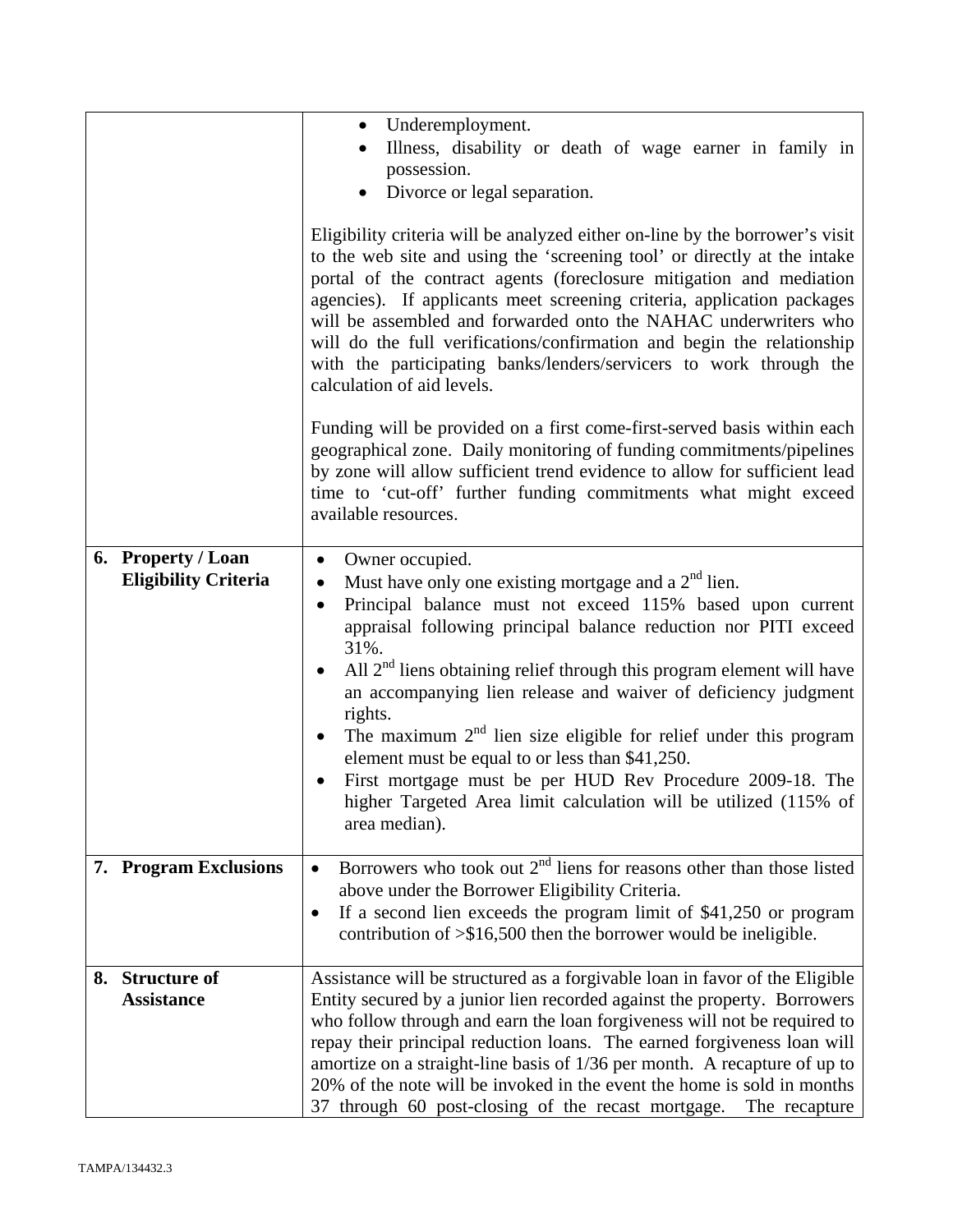| | |
|---|---|
| | • Underemployment.<br>• Illness, disability or death of wage earner in family in possession.<br>• Divorce or legal separation.<br><br>Eligibility criteria will be analyzed either on-line by the borrower's visit to the web site and using the 'screening tool' or directly at the intake portal of the contract agents (foreclosure mitigation and mediation agencies). If applicants meet screening criteria, application packages will be assembled and forwarded onto the NAHAC underwriters who will do the full verifications/confirmation and begin the relationship with the participating banks/lenders/servicers to work through the calculation of aid levels.<br><br>Funding will be provided on a first come-first-served basis within each geographical zone. Daily monitoring of funding commitments/pipelines by zone will allow sufficient trend evidence to allow for sufficient lead time to 'cut-off' further funding commitments what might exceed available resources. |
| **6. Property / Loan Eligibility Criteria** | • Owner occupied.<br>• Must have only one existing mortgage and a 2nd lien.<br>• Principal balance must not exceed 115% based upon current appraisal following principal balance reduction nor PITI exceed 31%.<br>• All 2nd liens obtaining relief through this program element will have an accompanying lien release and waiver of deficiency judgment rights.<br>• The maximum 2nd lien size eligible for relief under this program element must be equal to or less than \$41,250.<br>• First mortgage must be per HUD Rev Procedure 2009-18. The higher Targeted Area limit calculation will be utilized (115% of area median). |
| **7. Program Exclusions** | • Borrowers who took out 2nd liens for reasons other than those listed above under the Borrower Eligibility Criteria.<br>• If a second lien exceeds the program limit of \$41,250 or program contribution of >\$16,500 then the borrower would be ineligible. |
| **8. Structure of Assistance** | Assistance will be structured as a forgivable loan in favor of the Eligible Entity secured by a junior lien recorded against the property. Borrowers who follow through and earn the loan forgiveness will not be required to repay their principal reduction loans. The earned forgiveness loan will amortize on a straight-line basis of 1/36 per month. A recapture of up to 20% of the note will be invoked in the event the home is sold in months 37 through 60 post-closing of the recast mortgage. The recapture |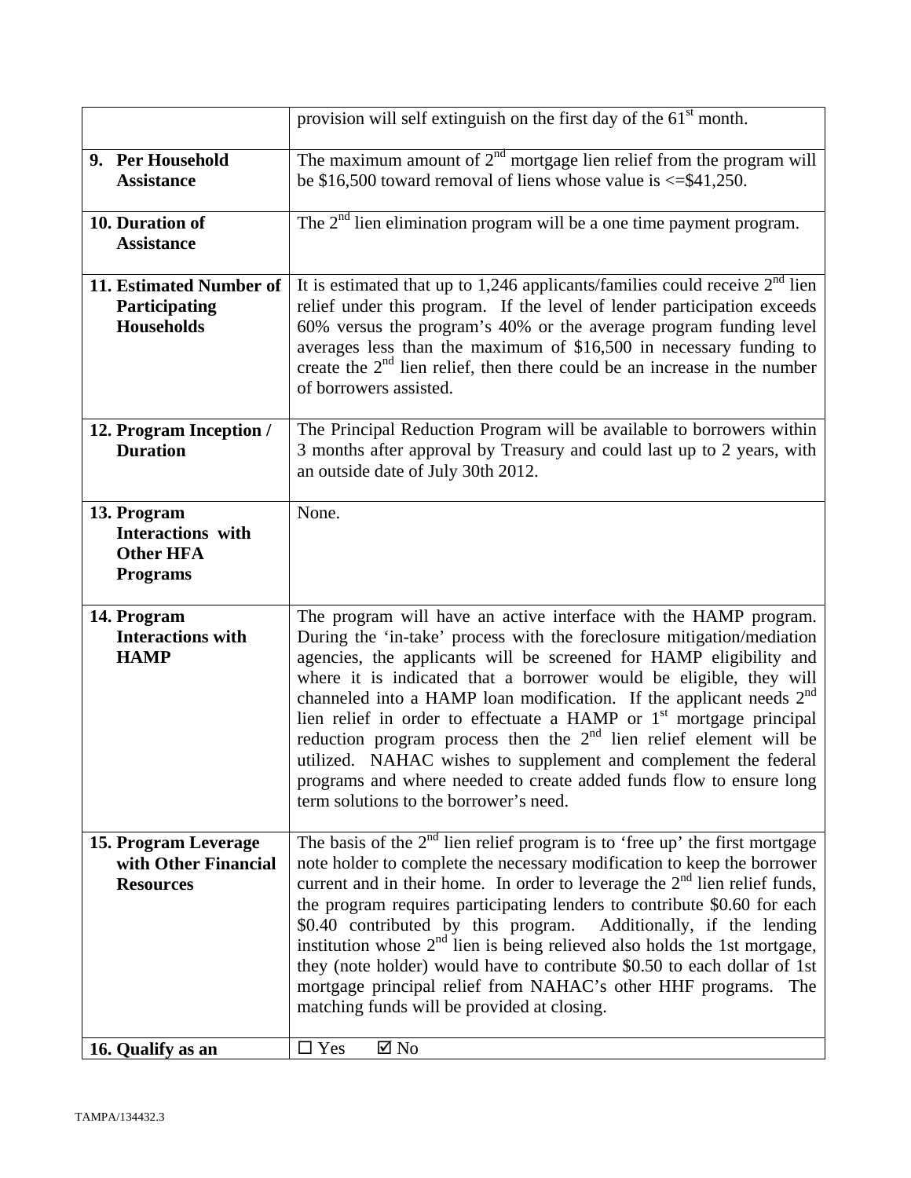| | |
|---|---|
| | provision will self extinguish on the first day of the 61st month. |
| **9. Per Household Assistance** | The maximum amount of 2nd mortgage lien relief from the program will be $16,500 toward removal of liens whose value is <=$41,250. |
| **10. Duration of Assistance** | The 2nd lien elimination program will be a one time payment program. |
| **11. Estimated Number of Participating Households** | It is estimated that up to 1,246 applicants/families could receive 2nd lien relief under this program. If the level of lender participation exceeds 60% versus the program's 40% or the average program funding level averages less than the maximum of $16,500 in necessary funding to create the 2nd lien relief, then there could be an increase in the number of borrowers assisted. |
| **12. Program Inception / Duration** | The Principal Reduction Program will be available to borrowers within 3 months after approval by Treasury and could last up to 2 years, with an outside date of July 30th 2012. |
| **13. Program Interactions with Other HFA Programs** | None. |
| **14. Program Interactions with HAMP** | The program will have an active interface with the HAMP program. During the 'in-take' process with the foreclosure mitigation/mediation agencies, the applicants will be screened for HAMP eligibility and where it is indicated that a borrower would be eligible, they will channeled into a HAMP loan modification. If the applicant needs 2nd lien relief in order to effectuate a HAMP or 1st mortgage principal reduction program process then the 2nd lien relief element will be utilized. NAHAC wishes to supplement and complement the federal programs and where needed to create added funds flow to ensure long term solutions to the borrower's need. |
| **15. Program Leverage with Other Financial Resources** | The basis of the 2nd lien relief program is to 'free up' the first mortgage note holder to complete the necessary modification to keep the borrower current and in their home. In order to leverage the 2nd lien relief funds, the program requires participating lenders to contribute $0.60 for each $0.40 contributed by this program. Additionally, if the lending institution whose 2nd lien is being relieved also holds the 1st mortgage, they (note holder) would have to contribute $0.50 to each dollar of 1st mortgage principal relief from NAHAC's other HHF programs. The matching funds will be provided at closing. |
| **16. Qualify as an** | ☐ Yes ☑ No |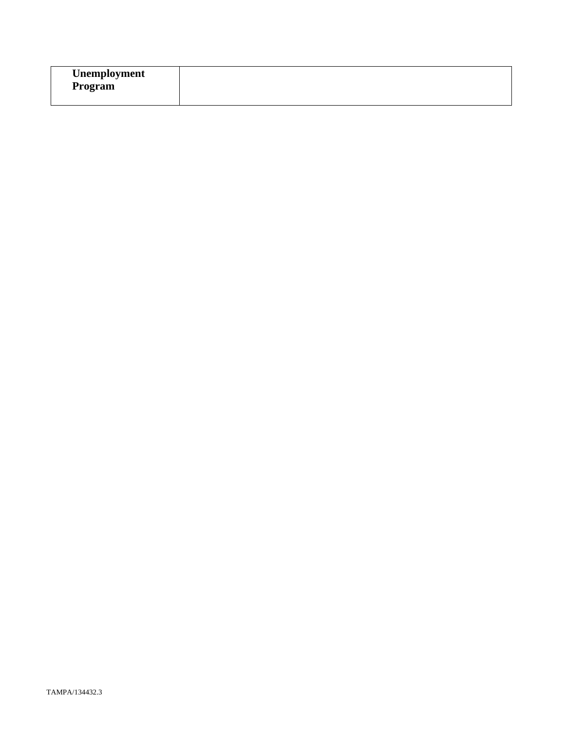| **Unemployment Program** | |
|---|---|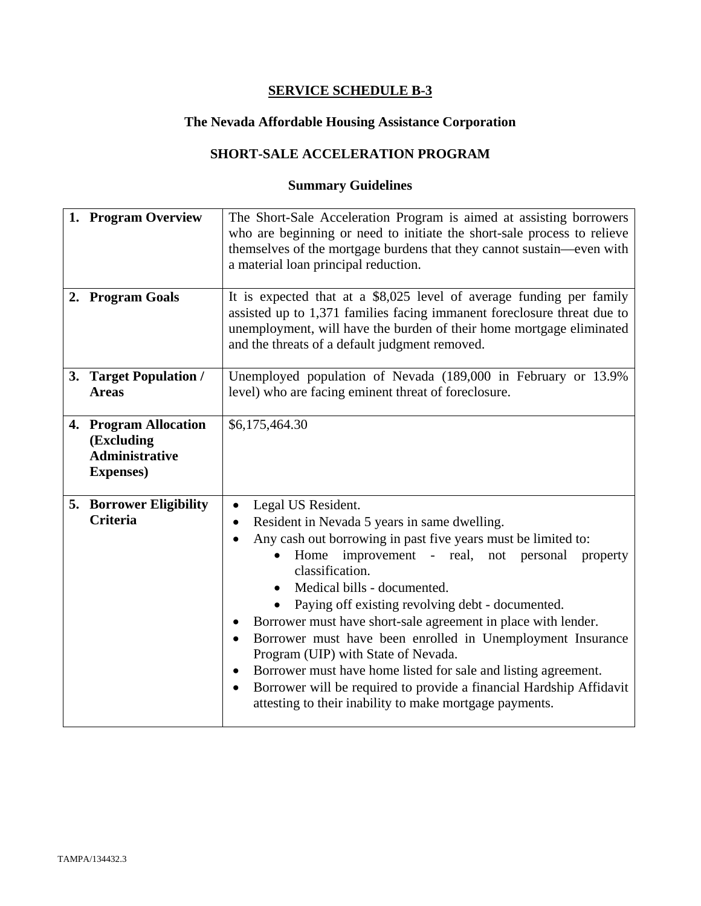## SERVICE SCHEDULE B-3

### The Nevada Affordable Housing Assistance Corporation

### SHORT-SALE ACCELERATION PROGRAM

### Summary Guidelines

| | |
|---|---|
| **1. Program Overview** | The Short-Sale Acceleration Program is aimed at assisting borrowers who are beginning or need to initiate the short-sale process to relieve themselves of the mortgage burdens that they cannot sustain—even with a material loan principal reduction. |
| **2. Program Goals** | It is expected that at a $8,025 level of average funding per family assisted up to 1,371 families facing immanent foreclosure threat due to unemployment, will have the burden of their home mortgage eliminated and the threats of a default judgment removed. |
| **3. Target Population / Areas** | Unemployed population of Nevada (189,000 in February or 13.9% level) who are facing eminent threat of foreclosure. |
| **4. Program Allocation (Excluding Administrative Expenses)** | $6,175,464.30 |
| **5. Borrower Eligibility Criteria** | • Legal US Resident.<br>• Resident in Nevada 5 years in same dwelling.<br>• Any cash out borrowing in past five years must be limited to:<br>&nbsp;&nbsp;&nbsp;&nbsp;• Home improvement - real, not personal property classification.<br>&nbsp;&nbsp;&nbsp;&nbsp;• Medical bills - documented.<br>&nbsp;&nbsp;&nbsp;&nbsp;• Paying off existing revolving debt - documented.<br>• Borrower must have short-sale agreement in place with lender.<br>• Borrower must have been enrolled in Unemployment Insurance Program (UIP) with State of Nevada.<br>• Borrower must have home listed for sale and listing agreement.<br>• Borrower will be required to provide a financial Hardship Affidavit attesting to their inability to make mortgage payments. |

TAMPA/134432.3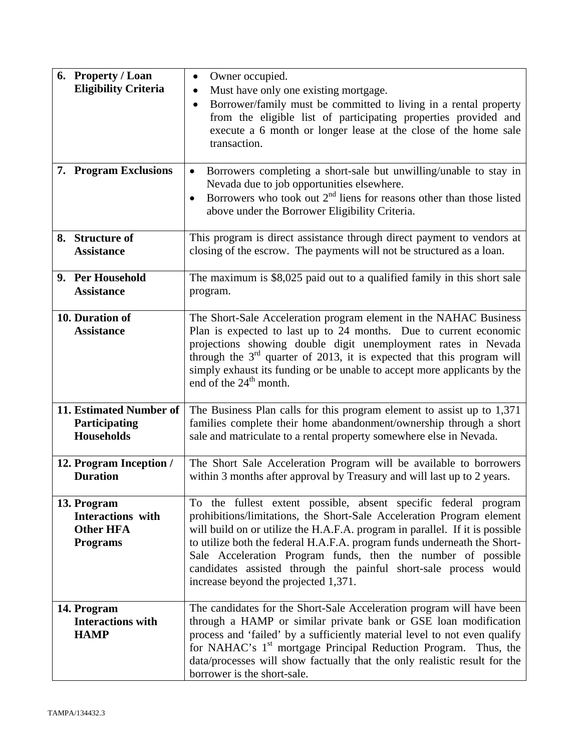| | |
|---|---|
| **6. Property / Loan Eligibility Criteria** | • Owner occupied.<br>• Must have only one existing mortgage.<br>• Borrower/family must be committed to living in a rental property from the eligible list of participating properties provided and execute a 6 month or longer lease at the close of the home sale transaction. |
| **7. Program Exclusions** | • Borrowers completing a short-sale but unwilling/unable to stay in Nevada due to job opportunities elsewhere.<br>• Borrowers who took out 2nd liens for reasons other than those listed above under the Borrower Eligibility Criteria. |
| **8. Structure of Assistance** | This program is direct assistance through direct payment to vendors at closing of the escrow. The payments will not be structured as a loan. |
| **9. Per Household Assistance** | The maximum is $8,025 paid out to a qualified family in this short sale program. |
| **10. Duration of Assistance** | The Short-Sale Acceleration program element in the NAHAC Business Plan is expected to last up to 24 months. Due to current economic projections showing double digit unemployment rates in Nevada through the 3rd quarter of 2013, it is expected that this program will simply exhaust its funding or be unable to accept more applicants by the end of the 24th month. |
| **11. Estimated Number of Participating Households** | The Business Plan calls for this program element to assist up to 1,371 families complete their home abandonment/ownership through a short sale and matriculate to a rental property somewhere else in Nevada. |
| **12. Program Inception / Duration** | The Short Sale Acceleration Program will be available to borrowers within 3 months after approval by Treasury and will last up to 2 years. |
| **13. Program Interactions with Other HFA Programs** | To the fullest extent possible, absent specific federal program prohibitions/limitations, the Short-Sale Acceleration Program element will build on or utilize the H.A.F.A. program in parallel. If it is possible to utilize both the federal H.A.F.A. program funds underneath the Short-Sale Acceleration Program funds, then the number of possible candidates assisted through the painful short-sale process would increase beyond the projected 1,371. |
| **14. Program Interactions with HAMP** | The candidates for the Short-Sale Acceleration program will have been through a HAMP or similar private bank or GSE loan modification process and 'failed' by a sufficiently material level to not even qualify for NAHAC's 1st mortgage Principal Reduction Program. Thus, the data/processes will show factually that the only realistic result for the borrower is the short-sale. |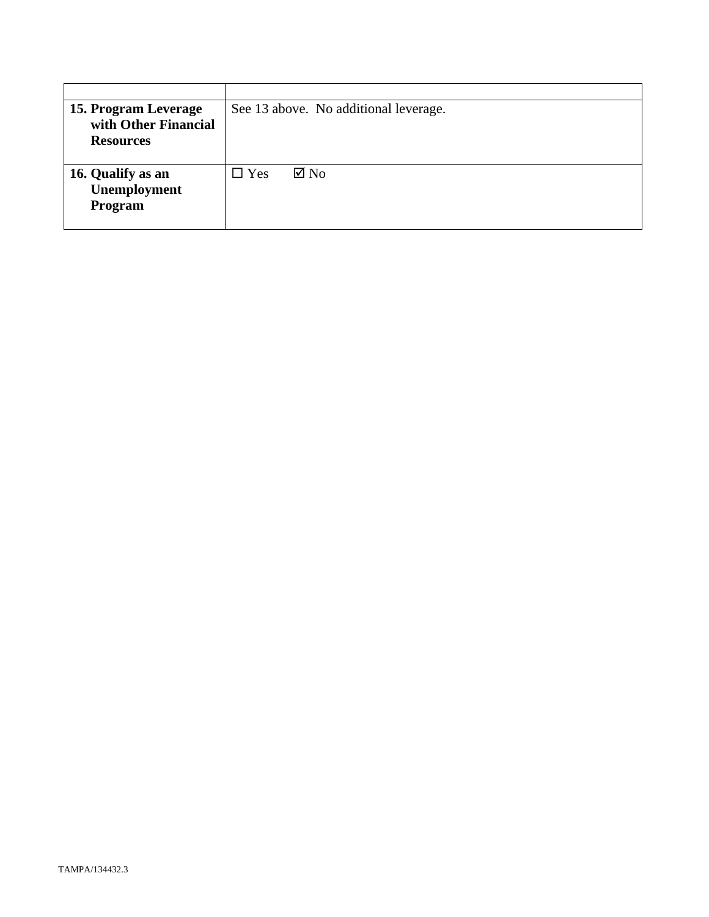| | |
|---|---|
| **15. Program Leverage with Other Financial Resources** | See 13 above. No additional leverage. |
| **16. Qualify as an Unemployment Program** | ☐ Yes ☑ No |

TAMPA/134432.3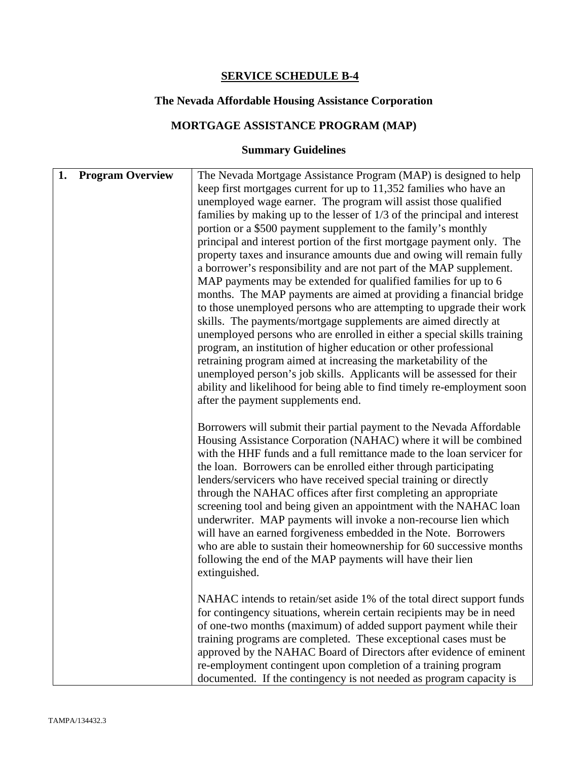## SERVICE SCHEDULE B-4

### The Nevada Affordable Housing Assistance Corporation

### MORTGAGE ASSISTANCE PROGRAM (MAP)

### Summary Guidelines

| | |
|---|---|
| **1. Program Overview** | The Nevada Mortgage Assistance Program (MAP) is designed to help keep first mortgages current for up to 11,352 families who have an unemployed wage earner. The program will assist those qualified families by making up to the lesser of 1/3 of the principal and interest portion or a $500 payment supplement to the family's monthly principal and interest portion of the first mortgage payment only. The property taxes and insurance amounts due and owing will remain fully a borrower's responsibility and are not part of the MAP supplement. MAP payments may be extended for qualified families for up to 6 months. The MAP payments are aimed at providing a financial bridge to those unemployed persons who are attempting to upgrade their work skills. The payments/mortgage supplements are aimed directly at unemployed persons who are enrolled in either a special skills training program, an institution of higher education or other professional retraining program aimed at increasing the marketability of the unemployed person's job skills. Applicants will be assessed for their ability and likelihood for being able to find timely re-employment soon after the payment supplements end.<br><br>Borrowers will submit their partial payment to the Nevada Affordable Housing Assistance Corporation (NAHAC) where it will be combined with the HHF funds and a full remittance made to the loan servicer for the loan. Borrowers can be enrolled either through participating lenders/servicers who have received special training or directly through the NAHAC offices after first completing an appropriate screening tool and being given an appointment with the NAHAC loan underwriter. MAP payments will invoke a non-recourse lien which will have an earned forgiveness embedded in the Note. Borrowers who are able to sustain their homeownership for 60 successive months following the end of the MAP payments will have their lien extinguished.<br><br>NAHAC intends to retain/set aside 1% of the total direct support funds for contingency situations, wherein certain recipients may be in need of one-two months (maximum) of added support payment while their training programs are completed. These exceptional cases must be approved by the NAHAC Board of Directors after evidence of eminent re-employment contingent upon completion of a training program documented. If the contingency is not needed as program capacity is |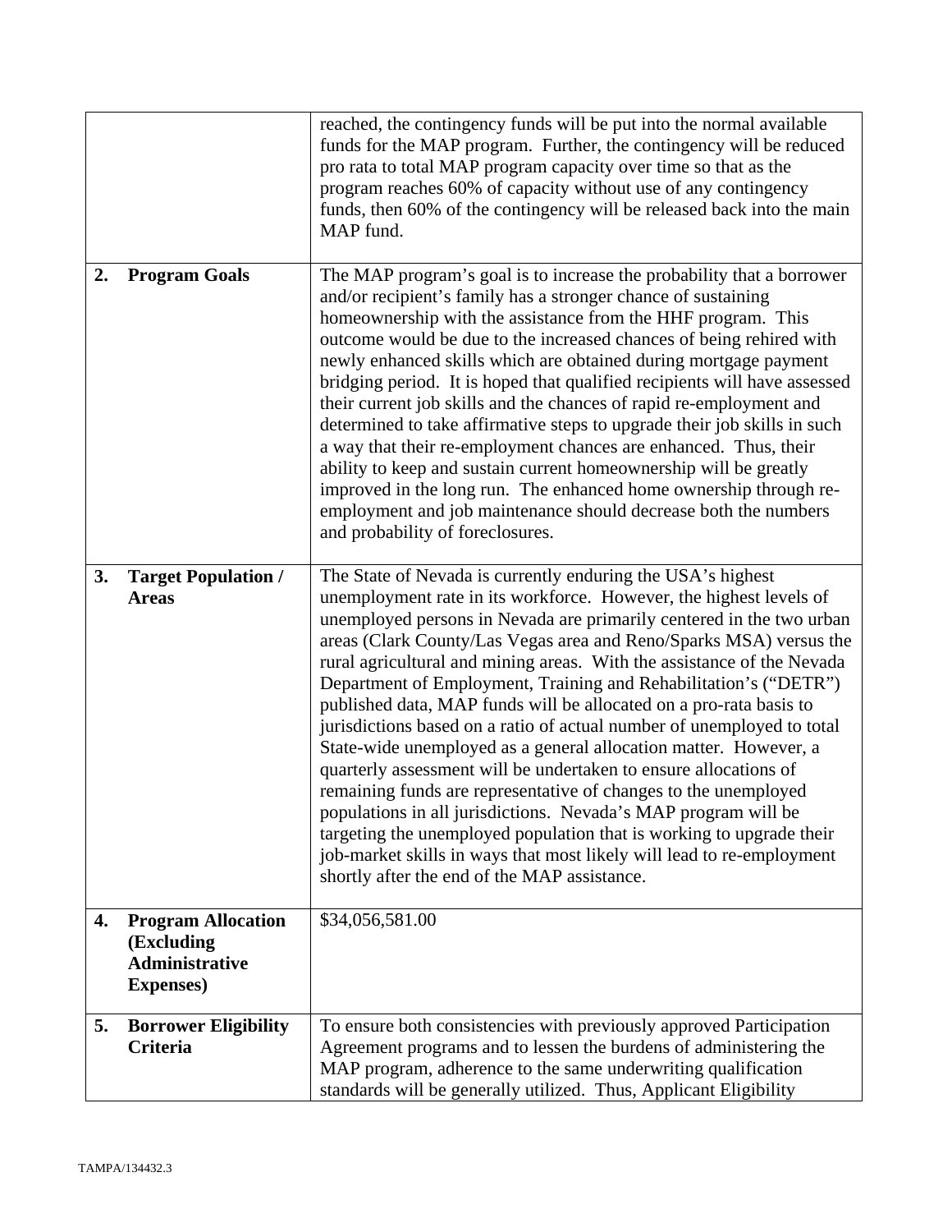| | |
|---|---|
| | reached, the contingency funds will be put into the normal available funds for the MAP program. Further, the contingency will be reduced pro rata to total MAP program capacity over time so that as the program reaches 60% of capacity without use of any contingency funds, then 60% of the contingency will be released back into the main MAP fund. |
| **2. Program Goals** | The MAP program's goal is to increase the probability that a borrower and/or recipient's family has a stronger chance of sustaining homeownership with the assistance from the HHF program. This outcome would be due to the increased chances of being rehired with newly enhanced skills which are obtained during mortgage payment bridging period. It is hoped that qualified recipients will have assessed their current job skills and the chances of rapid re-employment and determined to take affirmative steps to upgrade their job skills in such a way that their re-employment chances are enhanced. Thus, their ability to keep and sustain current homeownership will be greatly improved in the long run. The enhanced home ownership through re-employment and job maintenance should decrease both the numbers and probability of foreclosures. |
| **3. Target Population / Areas** | The State of Nevada is currently enduring the USA's highest unemployment rate in its workforce. However, the highest levels of unemployed persons in Nevada are primarily centered in the two urban areas (Clark County/Las Vegas area and Reno/Sparks MSA) versus the rural agricultural and mining areas. With the assistance of the Nevada Department of Employment, Training and Rehabilitation's ("DETR") published data, MAP funds will be allocated on a pro-rata basis to jurisdictions based on a ratio of actual number of unemployed to total State-wide unemployed as a general allocation matter. However, a quarterly assessment will be undertaken to ensure allocations of remaining funds are representative of changes to the unemployed populations in all jurisdictions. Nevada's MAP program will be targeting the unemployed population that is working to upgrade their job-market skills in ways that most likely will lead to re-employment shortly after the end of the MAP assistance. |
| **4. Program Allocation (Excluding Administrative Expenses)** | $34,056,581.00 |
| **5. Borrower Eligibility Criteria** | To ensure both consistencies with previously approved Participation Agreement programs and to lessen the burdens of administering the MAP program, adherence to the same underwriting qualification standards will be generally utilized. Thus, Applicant Eligibility |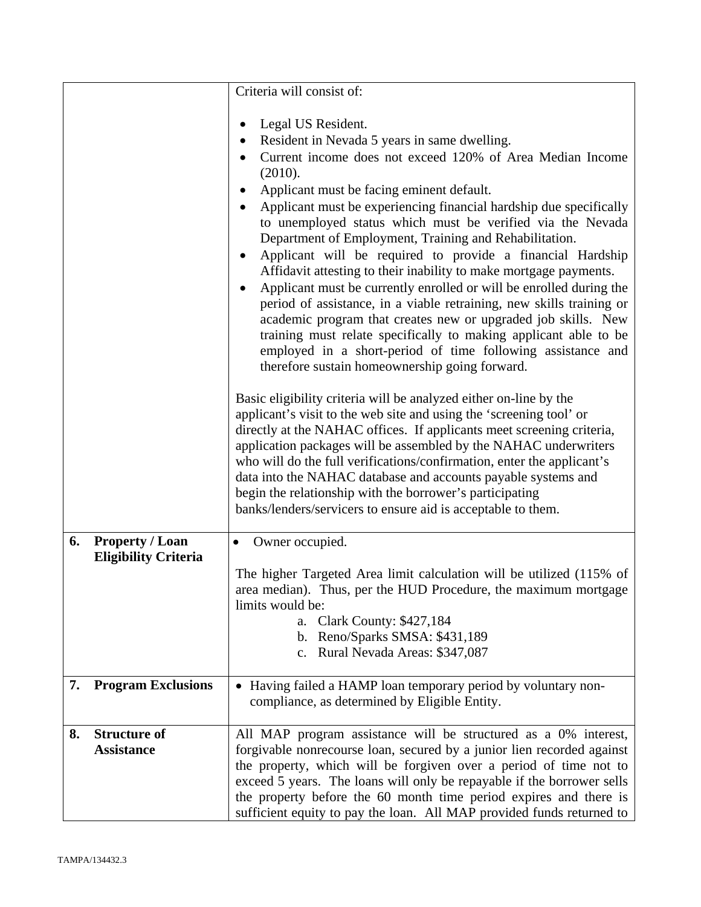| | |
|---|---|
| | Criteria will consist of:<br><br>• Legal US Resident.<br>• Resident in Nevada 5 years in same dwelling.<br>• Current income does not exceed 120% of Area Median Income (2010).<br>• Applicant must be facing eminent default.<br>• Applicant must be experiencing financial hardship due specifically to unemployed status which must be verified via the Nevada Department of Employment, Training and Rehabilitation.<br>• Applicant will be required to provide a financial Hardship Affidavit attesting to their inability to make mortgage payments.<br>• Applicant must be currently enrolled or will be enrolled during the period of assistance, in a viable retraining, new skills training or academic program that creates new or upgraded job skills. New training must relate specifically to making applicant able to be employed in a short-period of time following assistance and therefore sustain homeownership going forward.<br><br>Basic eligibility criteria will be analyzed either on-line by the applicant's visit to the web site and using the 'screening tool' or directly at the NAHAC offices. If applicants meet screening criteria, application packages will be assembled by the NAHAC underwriters who will do the full verifications/confirmation, enter the applicant's data into the NAHAC database and accounts payable systems and begin the relationship with the borrower's participating banks/lenders/servicers to ensure aid is acceptable to them. |
| **6. Property / Loan Eligibility Criteria** | • Owner occupied.<br><br>The higher Targeted Area limit calculation will be utilized (115% of area median). Thus, per the HUD Procedure, the maximum mortgage limits would be:<br>a. Clark County: $427,184<br>b. Reno/Sparks SMSA: $431,189<br>c. Rural Nevada Areas: $347,087 |
| **7. Program Exclusions** | • Having failed a HAMP loan temporary period by voluntary non-compliance, as determined by Eligible Entity. |
| **8. Structure of Assistance** | All MAP program assistance will be structured as a 0% interest, forgivable nonrecourse loan, secured by a junior lien recorded against the property, which will be forgiven over a period of time not to exceed 5 years. The loans will only be repayable if the borrower sells the property before the 60 month time period expires and there is sufficient equity to pay the loan. All MAP provided funds returned to |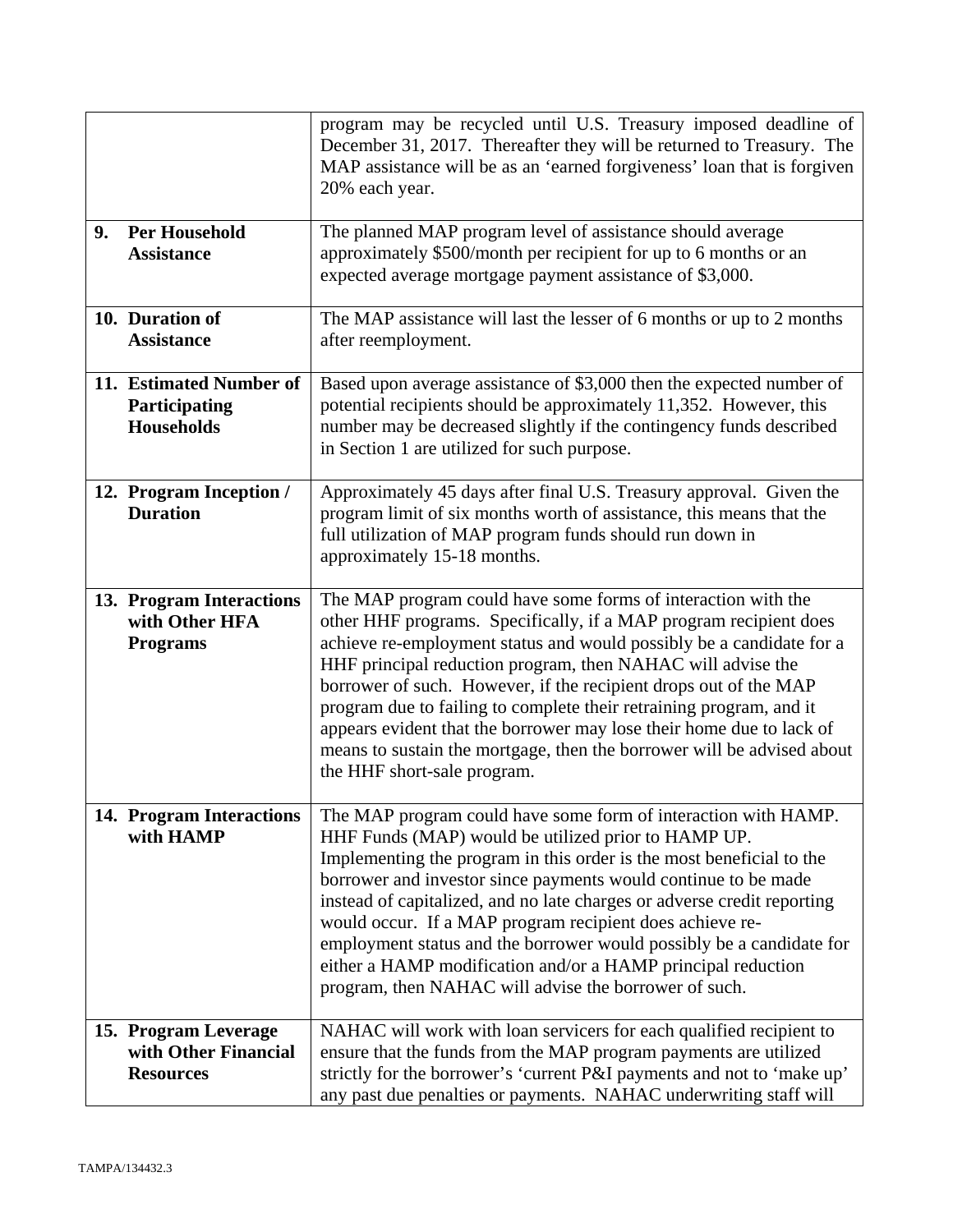| | |
|---|---|
| | program may be recycled until U.S. Treasury imposed deadline of December 31, 2017. Thereafter they will be returned to Treasury. The MAP assistance will be as an 'earned forgiveness' loan that is forgiven 20% each year. |
| **9. Per Household Assistance** | The planned MAP program level of assistance should average approximately $500/month per recipient for up to 6 months or an expected average mortgage payment assistance of $3,000. |
| **10. Duration of Assistance** | The MAP assistance will last the lesser of 6 months or up to 2 months after reemployment. |
| **11. Estimated Number of Participating Households** | Based upon average assistance of $3,000 then the expected number of potential recipients should be approximately 11,352. However, this number may be decreased slightly if the contingency funds described in Section 1 are utilized for such purpose. |
| **12. Program Inception / Duration** | Approximately 45 days after final U.S. Treasury approval. Given the program limit of six months worth of assistance, this means that the full utilization of MAP program funds should run down in approximately 15-18 months. |
| **13. Program Interactions with Other HFA Programs** | The MAP program could have some forms of interaction with the other HHF programs. Specifically, if a MAP program recipient does achieve re-employment status and would possibly be a candidate for a HHF principal reduction program, then NAHAC will advise the borrower of such. However, if the recipient drops out of the MAP program due to failing to complete their retraining program, and it appears evident that the borrower may lose their home due to lack of means to sustain the mortgage, then the borrower will be advised about the HHF short-sale program. |
| **14. Program Interactions with HAMP** | The MAP program could have some form of interaction with HAMP. HHF Funds (MAP) would be utilized prior to HAMP UP. Implementing the program in this order is the most beneficial to the borrower and investor since payments would continue to be made instead of capitalized, and no late charges or adverse credit reporting would occur. If a MAP program recipient does achieve re-employment status and the borrower would possibly be a candidate for either a HAMP modification and/or a HAMP principal reduction program, then NAHAC will advise the borrower of such. |
| **15. Program Leverage with Other Financial Resources** | NAHAC will work with loan servicers for each qualified recipient to ensure that the funds from the MAP program payments are utilized strictly for the borrower's 'current P&I payments and not to 'make up' any past due penalties or payments. NAHAC underwriting staff will |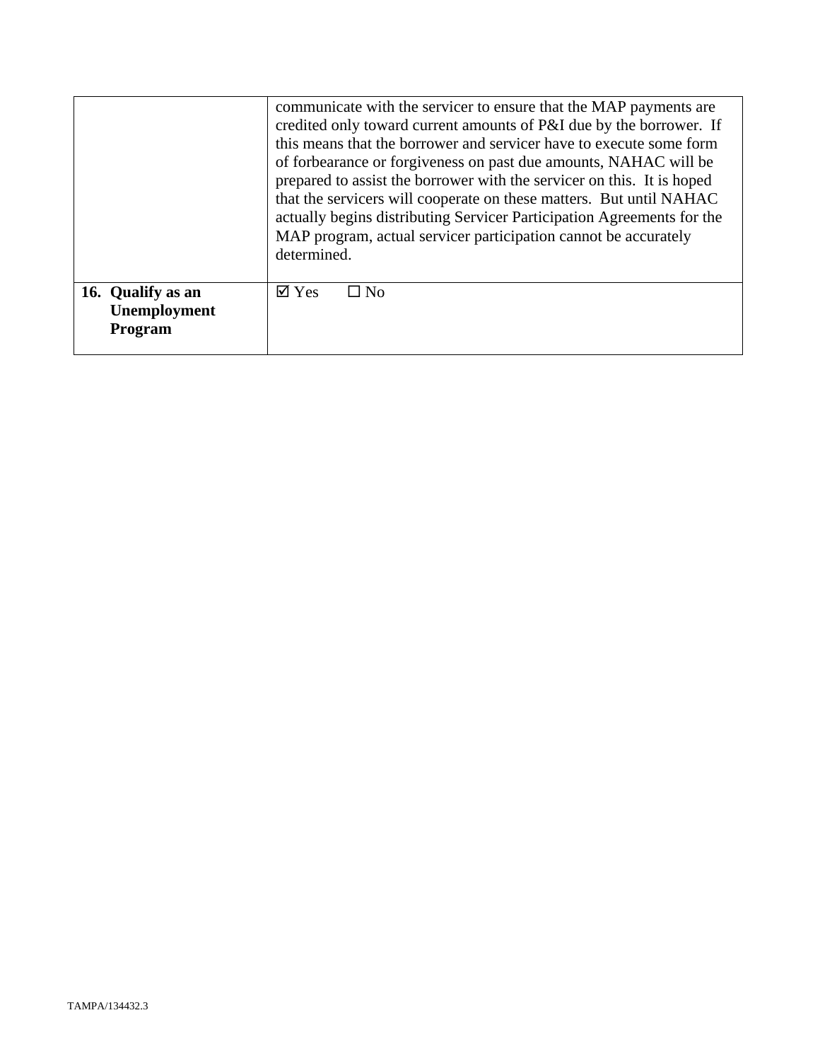| | |
|---|---|
| | communicate with the servicer to ensure that the MAP payments are credited only toward current amounts of P&I due by the borrower. If this means that the borrower and servicer have to execute some form of forbearance or forgiveness on past due amounts, NAHAC will be prepared to assist the borrower with the servicer on this. It is hoped that the servicers will cooperate on these matters. But until NAHAC actually begins distributing Servicer Participation Agreements for the MAP program, actual servicer participation cannot be accurately determined. |
| **16. Qualify as an Unemployment Program** | ☑ Yes ☐ No |

TAMPA/134432.3